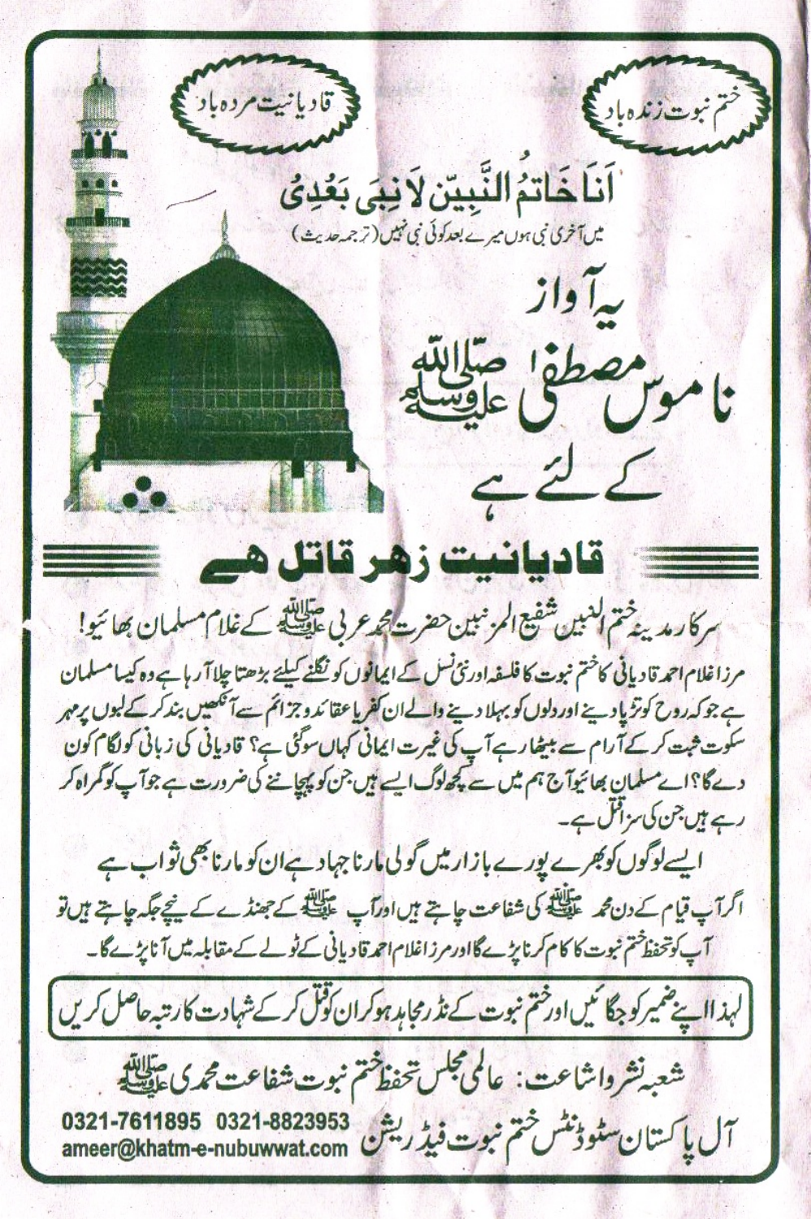ختم نبوت زندہ باد

قادیانیت مردہ باد

# اَنَا خَاتَمُ النَّبِیّٖنَ لَا نَبِیَّ بَعْدِیْ

میں آخری نبی ہوں میرے بعد کوئی نبی نہیں (ترجمہ حدیث)

# یہ آواز ناموس مصطفیٰ ﷺ کے لئے ہے

## قادیانیت زہر قاتل ہے

**سرکار مدینہ ختم النبیین شفیع المذنبین حضرت محمد عربی ﷺ کے غلام مسلمان بھائیو!**

مرزا غلام احمد قادیانی کا ختم نبوت کا فلسفہ اور نئی نسل کے ایمانوں کو نگلنے کیلئے بڑھتا چلا آرہا ہے وہ کیسا مسلمان ہے جو کہ روح کو تڑپا دینے اور دلوں کو بہلا دینے والے ان کفریا عقائد و جزائم سے آنکھیں بند کر کے لبوں پر مہر سکوت ثبت کر کے آرام سے بیٹھا رہے آپ کی غیرت ایمانی کہاں سوگئی ہے؟ قادیانی کی زبانی کو لگام کون دے گا؟ اے مسلمان بھائیو آج ہم میں سے کچھ لوگ ایسے ہیں جن کو پہچاننے کی ضرورت ہے جو آپ کو گمراہ کر رہے ہیں جن کی سزا قتل ہے۔

ایسے لوگوں کو بھرے پورے بازار میں گولی مارنا جہاد ہے ان کو مارنا بھی ثواب ہے

اگر آپ قیام کے دن محمد ﷺ کی شفاعت چاہتے ہیں اور آپ ﷺ کے جھنڈے کے نیچے جگہ چاہتے ہیں تو آپ کو تحفظ ختم نبوت کا کام کرنا پڑے گا اور مرزا غلام احمد قادیانی کے ٹولے کے مقابلہ میں آنا پڑے گا۔

**لہٰذا اپنے ضمیر کو جگائیں اور ختم نبوت کے نڈر مجاہد ہو کر ان کو قتل کر کے شہادت کا رتبہ حاصل کریں**

شعبہ نشر و اشاعت: عالمی مجلس تحفظ ختم نبوت شفاعت محمدی ﷺ

آل پاکستان سٹوڈنٹس ختم نبوت فیڈریشن

0321-7611895 0321-8823953

ameer@khatm-e-nubuwwat.com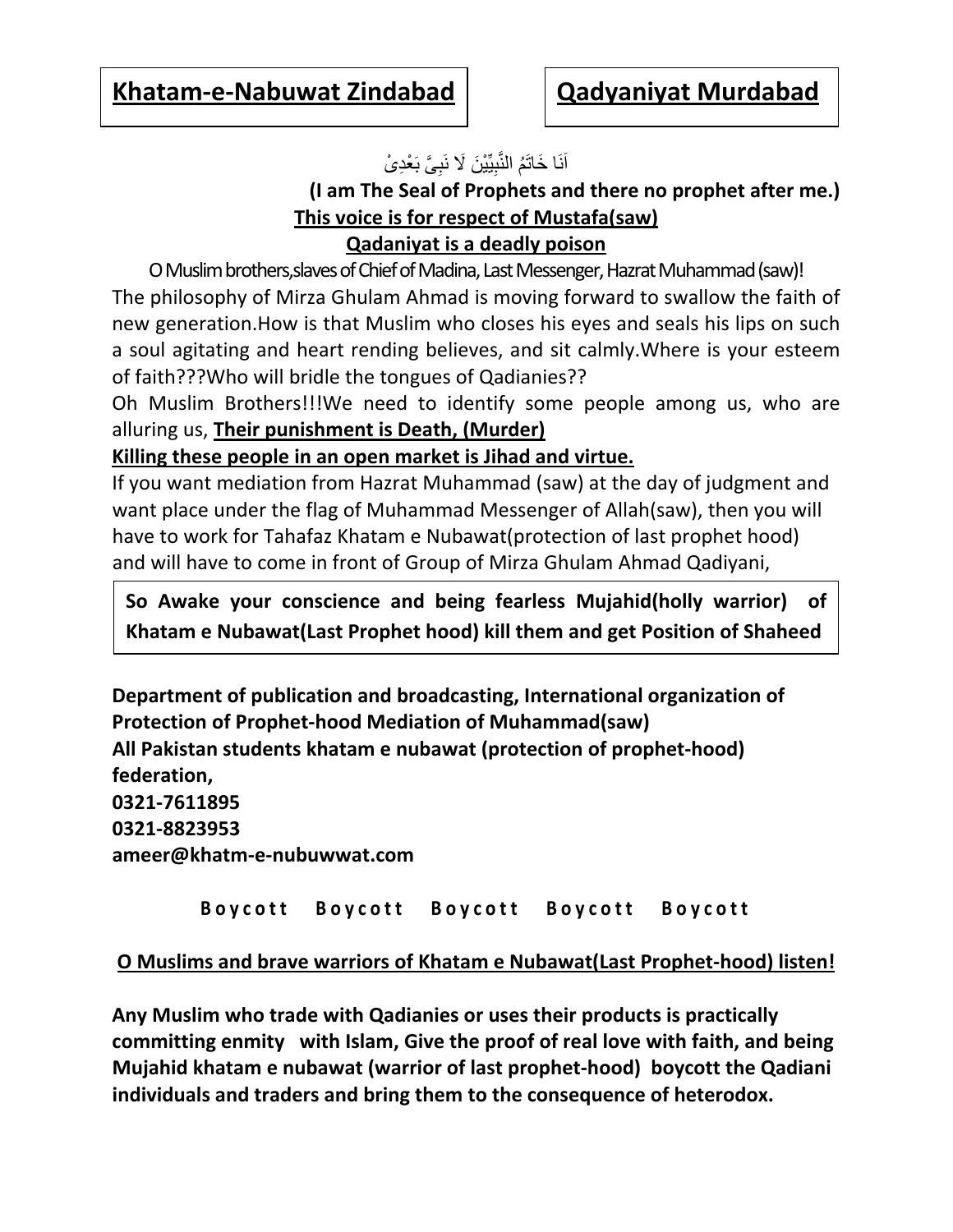| Khatam-e-Nabuwat Zindabad | Qadyaniyat Murdabad |
| --- | --- |

اَنَا خَاتَمُ النَّبِیِّیْنَ لَا نَبِیَّ بَعْدِیْ

**(I am The Seal of Prophets and there no prophet after me.)**

**<u>This voice is for respect of Mustafa(saw)</u>**

**<u>Qadaniyat is a deadly poison</u>**

O Muslim brothers,slaves of Chief of Madina, Last Messenger, Hazrat Muhammad (saw)!

The philosophy of Mirza Ghulam Ahmad is moving forward to swallow the faith of new generation.How is that Muslim who closes his eyes and seals his lips on such a soul agitating and heart rending believes, and sit calmly.Where is your esteem of faith???Who will bridle the tongues of Qadianies??

Oh Muslim Brothers!!!We need to identify some people among us, who are alluring us, **<u>Their punishment is Death, (Murder)</u>**

**<u>Killing these people in an open market is Jihad and virtue.</u>**

If you want mediation from Hazrat Muhammad (saw) at the day of judgment and want place under the flag of Muhammad Messenger of Allah(saw), then you will have to work for Tahafaz Khatam e Nubawat(protection of last prophet hood) and will have to come in front of Group of Mirza Ghulam Ahmad Qadiyani,

**So Awake your conscience and being fearless Mujahid(holly warrior) of Khatam e Nubawat(Last Prophet hood) kill them and get Position of Shaheed**

**Department of publication and broadcasting, International organization of Protection of Prophet-hood Mediation of Muhammad(saw)**
**All Pakistan students khatam e nubawat (protection of prophet-hood) federation,**
**0321-7611895**
**0321-8823953**
**ameer@khatm-e-nubuwwat.com**

**B o y c o t t &nbsp;&nbsp; B o y c o t t &nbsp;&nbsp; B o y c o t t &nbsp;&nbsp; B o y c o t t &nbsp;&nbsp; B o y c o t t**

**<u>O Muslims and brave warriors of Khatam e Nubawat(Last Prophet-hood) listen!</u>**

**Any Muslim who trade with Qadianies or uses their products is practically committing enmity with Islam, Give the proof of real love with faith, and being Mujahid khatam e nubawat (warrior of last prophet-hood) boycott the Qadiani individuals and traders and bring them to the consequence of heterodox.**